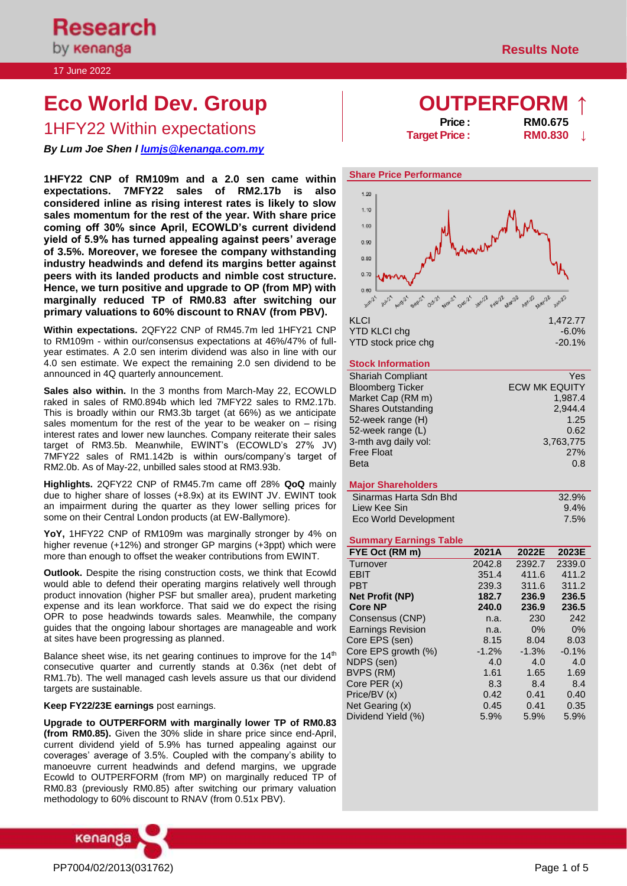Research by kenanga

17 June 2022

Results Note

# Eco World Dev. Group

## 1HFY22 Within expectations

***By Lum Joe Shen l lumjs@kenanga.com.my***

# OUTPERFORM ↑

**Price :** **RM0.675**

**Target Price :** **RM0.830** ↓

**1HFY22 CNP of RM109m and a 2.0 sen came within expectations. 7MFY22 sales of RM2.17b is also considered inline as rising interest rates is likely to slow sales momentum for the rest of the year. With share price coming off 30% since April, ECOWLD's current dividend yield of 5.9% has turned appealing against peers' average of 3.5%. Moreover, we foresee the company withstanding industry headwinds and defend its margins better against peers with its landed products and nimble cost structure. Hence, we turn positive and upgrade to OP (from MP) with marginally reduced TP of RM0.83 after switching our primary valuations to 60% discount to RNAV (from PBV).**

**Within expectations.** 2QFY22 CNP of RM45.7m led 1HFY21 CNP to RM109m - within our/consensus expectations at 46%/47% of full-year estimates. A 2.0 sen interim dividend was also in line with our 4.0 sen estimate. We expect the remaining 2.0 sen dividend to be announced in 4Q quarterly announcement.

**Sales also within.** In the 3 months from March-May 22, ECOWLD raked in sales of RM0.894b which led 7MFY22 sales to RM2.17b. This is broadly within our RM3.3b target (at 66%) as we anticipate sales momentum for the rest of the year to be weaker on – rising interest rates and lower new launches. Company reiterate their sales target of RM3.5b. Meanwhile, EWINT's (ECOWLD's 27% JV) 7MFY22 sales of RM1.142b is within ours/company's target of RM2.0b. As of May-22, unbilled sales stood at RM3.93b.

**Highlights.** 2QFY22 CNP of RM45.7m came off 28% **QoQ** mainly due to higher share of losses (+8.9x) at its EWINT JV. EWINT took an impairment during the quarter as they lower selling prices for some on their Central London products (at EW-Ballymore).

**YoY,** 1HFY22 CNP of RM109m was marginally stronger by 4% on higher revenue (+12%) and stronger GP margins (+3ppt) which were more than enough to offset the weaker contributions from EWINT.

**Outlook.** Despite the rising construction costs, we think that Ecowld would able to defend their operating margins relatively well through product innovation (higher PSF but smaller area), prudent marketing expense and its lean workforce. That said we do expect the rising OPR to pose headwinds towards sales. Meanwhile, the company guides that the ongoing labour shortages are manageable and work at sites have been progressing as planned.

Balance sheet wise, its net gearing continues to improve for the 14th consecutive quarter and currently stands at 0.36x (net debt of RM1.7b). The well managed cash levels assure us that our dividend targets are sustainable.

**Keep FY22/23E earnings** post earnings.

**Upgrade to OUTPERFORM with marginally lower TP of RM0.83 (from RM0.85).** Given the 30% slide in share price since end-April, current dividend yield of 5.9% has turned appealing against our coverages' average of 3.5%. Coupled with the company's ability to manoeuvre current headwinds and defend margins, we upgrade Ecowld to OUTPERFORM (from MP) on marginally reduced TP of RM0.83 (previously RM0.85) after switching our primary valuation methodology to 60% discount to RNAV (from 0.51x PBV).

### Share Price Performance

| | |
|---|---|
| KLCI | 1,472.77 |
| YTD KLCI chg | -6.0% |
| YTD stock price chg | -20.1% |

### Stock Information

| | |
|---|---|
| Shariah Compliant | Yes |
| Bloomberg Ticker | ECW MK EQUITY |
| Market Cap (RM m) | 1,987.4 |
| Shares Outstanding | 2,944.4 |
| 52-week range (H) | 1.25 |
| 52-week range (L) | 0.62 |
| 3-mth avg daily vol: | 3,763,775 |
| Free Float | 27% |
| Beta | 0.8 |

### Major Shareholders

| | |
|---|---|
| Sinarmas Harta Sdn Bhd | 32.9% |
| Liew Kee Sin | 9.4% |
| Eco World Development | 7.5% |

### Summary Earnings Table

| FYE Oct (RM m) | 2021A | 2022E | 2023E |
|---|---|---|---|
| Turnover | 2042.8 | 2392.7 | 2339.0 |
| EBIT | 351.4 | 411.6 | 411.2 |
| PBT | 239.3 | 311.6 | 311.2 |
| **Net Profit (NP)** | **182.7** | **236.9** | **236.5** |
| **Core NP** | **240.0** | **236.9** | **236.5** |
| Consensus (CNP) | n.a. | 230 | 242 |
| Earnings Revision | n.a. | 0% | 0% |
| Core EPS (sen) | 8.15 | 8.04 | 8.03 |
| Core EPS growth (%) | -1.2% | -1.3% | -0.1% |
| NDPS (sen) | 4.0 | 4.0 | 4.0 |
| BVPS (RM) | 1.61 | 1.65 | 1.69 |
| Core PER (x) | 8.3 | 8.4 | 8.4 |
| Price/BV (x) | 0.42 | 0.41 | 0.40 |
| Net Gearing (x) | 0.45 | 0.41 | 0.35 |
| Dividend Yield (%) | 5.9% | 5.9% | 5.9% |

PP7004/02/2013(031762)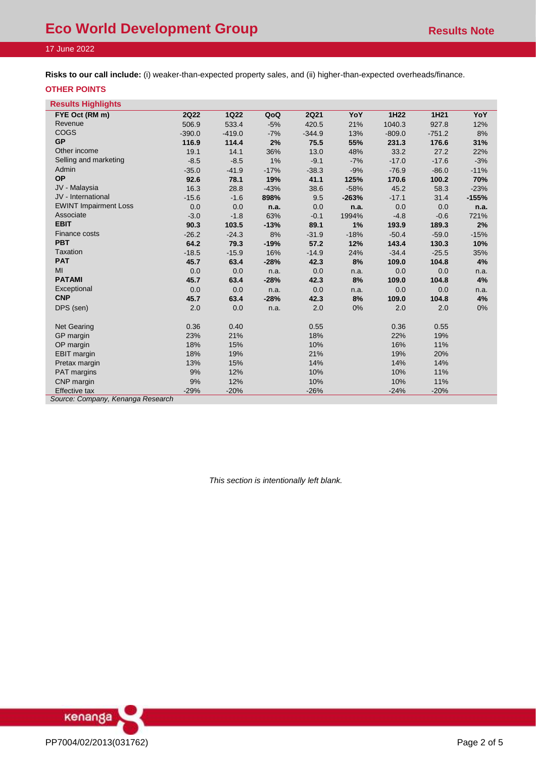**Risks to our call include:** (i) weaker-than-expected property sales, and (ii) higher-than-expected overheads/finance.

**OTHER POINTS**

**Results Highlights**

| FYE Oct (RM m) | 2Q22 | 1Q22 | QoQ | 2Q21 | YoY | 1H22 | 1H21 | YoY |
|---|---|---|---|---|---|---|---|---|
| Revenue | 506.9 | 533.4 | -5% | 420.5 | 21% | 1040.3 | 927.8 | 12% |
| COGS | -390.0 | -419.0 | -7% | -344.9 | 13% | -809.0 | -751.2 | 8% |
| **GP** | **116.9** | **114.4** | **2%** | **75.5** | **55%** | **231.3** | **176.6** | **31%** |
| Other income | 19.1 | 14.1 | 36% | 13.0 | 48% | 33.2 | 27.2 | 22% |
| Selling and marketing | -8.5 | -8.5 | 1% | -9.1 | -7% | -17.0 | -17.6 | -3% |
| Admin | -35.0 | -41.9 | -17% | -38.3 | -9% | -76.9 | -86.0 | -11% |
| **OP** | **92.6** | **78.1** | **19%** | **41.1** | **125%** | **170.6** | **100.2** | **70%** |
| JV - Malaysia | 16.3 | 28.8 | -43% | 38.6 | -58% | 45.2 | 58.3 | -23% |
| JV - International | -15.6 | -1.6 | **898%** | 9.5 | **-263%** | -17.1 | 31.4 | **-155%** |
| EWINT Impairment Loss | 0.0 | 0.0 | **n.a.** | 0.0 | **n.a.** | 0.0 | 0.0 | **n.a.** |
| Associate | -3.0 | -1.8 | 63% | -0.1 | 1994% | -4.8 | -0.6 | 721% |
| **EBIT** | **90.3** | **103.5** | **-13%** | **89.1** | **1%** | **193.9** | **189.3** | **2%** |
| Finance costs | -26.2 | -24.3 | 8% | -31.9 | -18% | -50.4 | -59.0 | -15% |
| **PBT** | **64.2** | **79.3** | **-19%** | **57.2** | **12%** | **143.4** | **130.3** | **10%** |
| Taxation | -18.5 | -15.9 | 16% | -14.9 | 24% | -34.4 | -25.5 | 35% |
| **PAT** | **45.7** | **63.4** | **-28%** | **42.3** | **8%** | **109.0** | **104.8** | **4%** |
| MI | 0.0 | 0.0 | n.a. | 0.0 | n.a. | 0.0 | 0.0 | n.a. |
| **PATAMI** | **45.7** | **63.4** | **-28%** | **42.3** | **8%** | **109.0** | **104.8** | **4%** |
| Exceptional | 0.0 | 0.0 | n.a. | 0.0 | n.a. | 0.0 | 0.0 | n.a. |
| **CNP** | **45.7** | **63.4** | **-28%** | **42.3** | **8%** | **109.0** | **104.8** | **4%** |
| DPS (sen) | 2.0 | 0.0 | n.a. | 2.0 | 0% | 2.0 | 2.0 | 0% |
| | | | | | | | | |
| Net Gearing | 0.36 | 0.40 | | 0.55 | | 0.36 | 0.55 | |
| GP margin | 23% | 21% | | 18% | | 22% | 19% | |
| OP margin | 18% | 15% | | 10% | | 16% | 11% | |
| EBIT margin | 18% | 19% | | 21% | | 19% | 20% | |
| Pretax margin | 13% | 15% | | 14% | | 14% | 14% | |
| PAT margins | 9% | 12% | | 10% | | 10% | 11% | |
| CNP margin | 9% | 12% | | 10% | | 10% | 11% | |
| Effective tax | -29% | -20% | | -26% | | -24% | -20% | |

*Source: Company, Kenanga Research*

*This section is intentionally left blank.*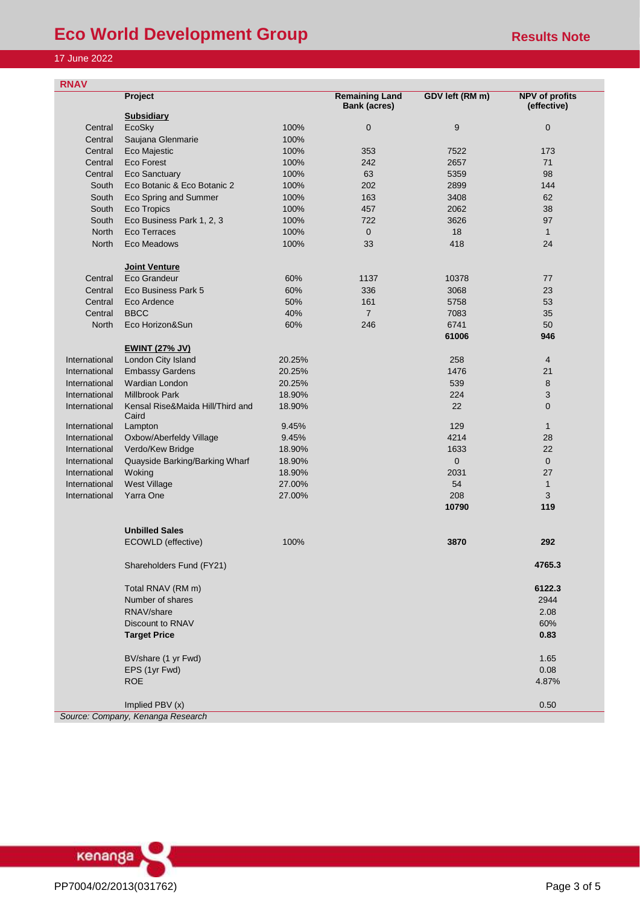## RNAV

| | Project | | Remaining Land Bank (acres) | GDV left (RM m) | NPV of profits (effective) |
|---|---|---|---|---|---|
| | **Subsidiary** | | | | |
| Central | EcoSky | 100% | 0 | 9 | 0 |
| Central | Saujana Glenmarie | 100% | | | |
| Central | Eco Majestic | 100% | 353 | 7522 | 173 |
| Central | Eco Forest | 100% | 242 | 2657 | 71 |
| Central | Eco Sanctuary | 100% | 63 | 5359 | 98 |
| South | Eco Botanic & Eco Botanic 2 | 100% | 202 | 2899 | 144 |
| South | Eco Spring and Summer | 100% | 163 | 3408 | 62 |
| South | Eco Tropics | 100% | 457 | 2062 | 38 |
| South | Eco Business Park 1, 2, 3 | 100% | 722 | 3626 | 97 |
| North | Eco Terraces | 100% | 0 | 18 | 1 |
| North | Eco Meadows | 100% | 33 | 418 | 24 |
| | **Joint Venture** | | | | |
| Central | Eco Grandeur | 60% | 1137 | 10378 | 77 |
| Central | Eco Business Park 5 | 60% | 336 | 3068 | 23 |
| Central | Eco Ardence | 50% | 161 | 5758 | 53 |
| Central | BBCC | 40% | 7 | 7083 | 35 |
| North | Eco Horizon&Sun | 60% | 246 | 6741 | 50 |
| | | | | **61006** | **946** |
| | **EWINT (27% JV)** | | | | |
| International | London City Island | 20.25% | | 258 | 4 |
| International | Embassy Gardens | 20.25% | | 1476 | 21 |
| International | Wardian London | 20.25% | | 539 | 8 |
| International | Millbrook Park | 18.90% | | 224 | 3 |
| International | Kensal Rise&Maida Hill/Third and Caird | 18.90% | | 22 | 0 |
| International | Lampton | 9.45% | | 129 | 1 |
| International | Oxbow/Aberfeldy Village | 9.45% | | 4214 | 28 |
| International | Verdo/Kew Bridge | 18.90% | | 1633 | 22 |
| International | Quayside Barking/Barking Wharf | 18.90% | | 0 | 0 |
| International | Woking | 18.90% | | 2031 | 27 |
| International | West Village | 27.00% | | 54 | 1 |
| International | Yarra One | 27.00% | | 208 | 3 |
| | | | | **10790** | **119** |
| | **Unbilled Sales** | | | | |
| | ECOWLD (effective) | 100% | | **3870** | **292** |
| | Shareholders Fund (FY21) | | | | **4765.3** |
| | Total RNAV (RM m) | | | | **6122.3** |
| | Number of shares | | | | 2944 |
| | RNAV/share | | | | 2.08 |
| | Discount to RNAV | | | | 60% |
| | **Target Price** | | | | **0.83** |
| | BV/share (1 yr Fwd) | | | | 1.65 |
| | EPS (1yr Fwd) | | | | 0.08 |
| | ROE | | | | 4.87% |
| | Implied PBV (x) | | | | 0.50 |

*Source: Company, Kenanga Research*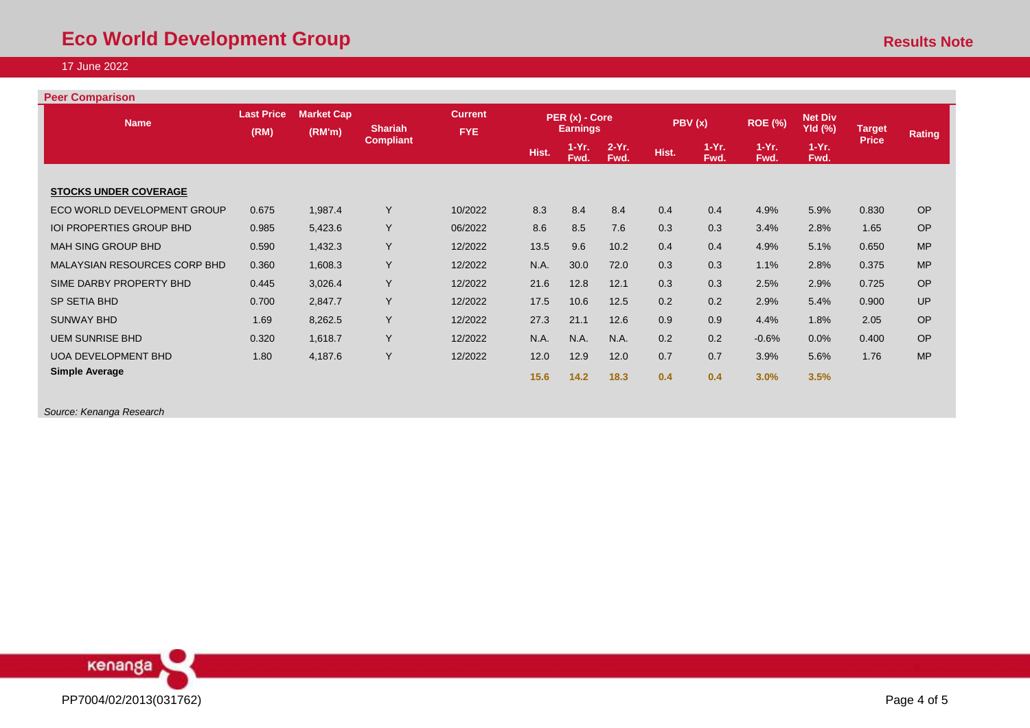**Peer Comparison**

| Name | Last Price (RM) | Market Cap (RM'm) | Shariah Compliant | Current FYE | PER (x) - Core Earnings | | | PBV (x) | | ROE (%) | Net Div Yld (%) | Target Price | Rating |
|---|---|---|---|---|---|---|---|---|---|---|---|---|---|
| | | | | | Hist. | 1-Yr. Fwd. | 2-Yr. Fwd. | Hist. | 1-Yr. Fwd. | 1-Yr. Fwd. | 1-Yr. Fwd. | | |
| **STOCKS UNDER COVERAGE** | | | | | | | | | | | | | |
| ECO WORLD DEVELOPMENT GROUP | 0.675 | 1,987.4 | Y | 10/2022 | 8.3 | 8.4 | 8.4 | 0.4 | 0.4 | 4.9% | 5.9% | 0.830 | OP |
| IOI PROPERTIES GROUP BHD | 0.985 | 5,423.6 | Y | 06/2022 | 8.6 | 8.5 | 7.6 | 0.3 | 0.3 | 3.4% | 2.8% | 1.65 | OP |
| MAH SING GROUP BHD | 0.590 | 1,432.3 | Y | 12/2022 | 13.5 | 9.6 | 10.2 | 0.4 | 0.4 | 4.9% | 5.1% | 0.650 | MP |
| MALAYSIAN RESOURCES CORP BHD | 0.360 | 1,608.3 | Y | 12/2022 | N.A. | 30.0 | 72.0 | 0.3 | 0.3 | 1.1% | 2.8% | 0.375 | MP |
| SIME DARBY PROPERTY BHD | 0.445 | 3,026.4 | Y | 12/2022 | 21.6 | 12.8 | 12.1 | 0.3 | 0.3 | 2.5% | 2.9% | 0.725 | OP |
| SP SETIA BHD | 0.700 | 2,847.7 | Y | 12/2022 | 17.5 | 10.6 | 12.5 | 0.2 | 0.2 | 2.9% | 5.4% | 0.900 | UP |
| SUNWAY BHD | 1.69 | 8,262.5 | Y | 12/2022 | 27.3 | 21.1 | 12.6 | 0.9 | 0.9 | 4.4% | 1.8% | 2.05 | OP |
| UEM SUNRISE BHD | 0.320 | 1,618.7 | Y | 12/2022 | N.A. | N.A. | N.A. | 0.2 | 0.2 | -0.6% | 0.0% | 0.400 | OP |
| UOA DEVELOPMENT BHD | 1.80 | 4,187.6 | Y | 12/2022 | 12.0 | 12.9 | 12.0 | 0.7 | 0.7 | 3.9% | 5.6% | 1.76 | MP |
| **Simple Average** | | | | | **15.6** | **14.2** | **18.3** | **0.4** | **0.4** | **3.0%** | **3.5%** | | |

*Source: Kenanga Research*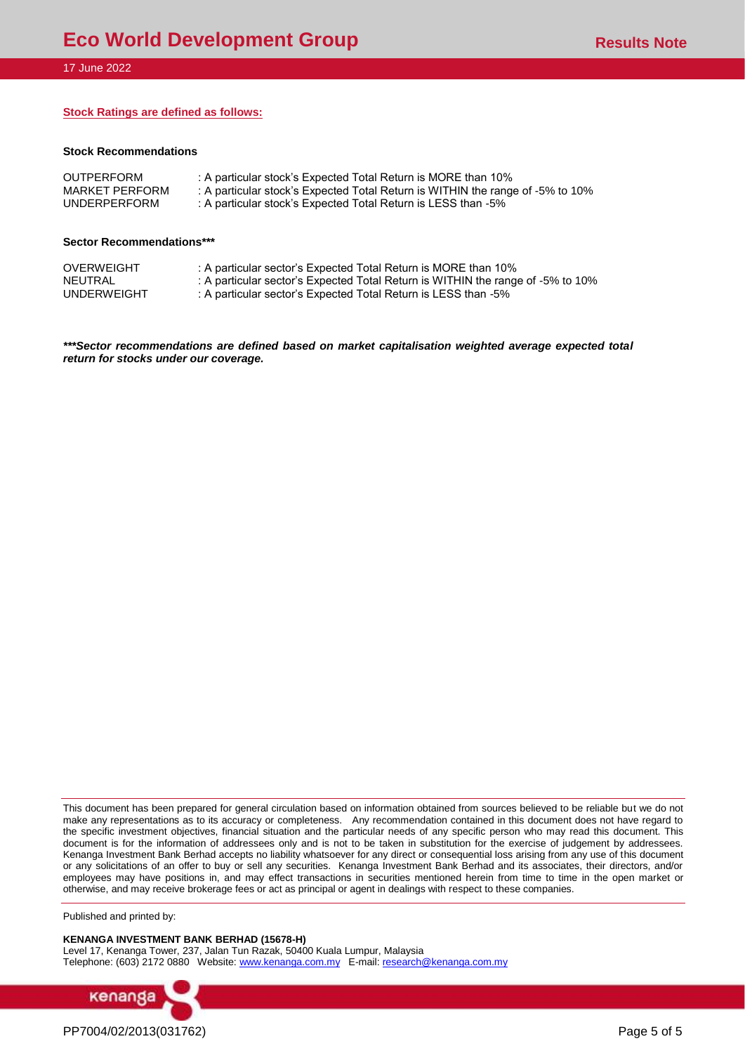**Stock Ratings are defined as follows:**

**Stock Recommendations**

| | |
|---|---|
| OUTPERFORM | : A particular stock's Expected Total Return is MORE than 10% |
| MARKET PERFORM | : A particular stock's Expected Total Return is WITHIN the range of -5% to 10% |
| UNDERPERFORM | : A particular stock's Expected Total Return is LESS than -5% |

**Sector Recommendations*****

| | |
|---|---|
| OVERWEIGHT | : A particular sector's Expected Total Return is MORE than 10% |
| NEUTRAL | : A particular sector's Expected Total Return is WITHIN the range of -5% to 10% |
| UNDERWEIGHT | : A particular sector's Expected Total Return is LESS than -5% |

***\*\*\*Sector recommendations are defined based on market capitalisation weighted average expected total return for stocks under our coverage.***

This document has been prepared for general circulation based on information obtained from sources believed to be reliable but we do not make any representations as to its accuracy or completeness. Any recommendation contained in this document does not have regard to the specific investment objectives, financial situation and the particular needs of any specific person who may read this document. This document is for the information of addressees only and is not to be taken in substitution for the exercise of judgement by addressees. Kenanga Investment Bank Berhad accepts no liability whatsoever for any direct or consequential loss arising from any use of this document or any solicitations of an offer to buy or sell any securities. Kenanga Investment Bank Berhad and its associates, their directors, and/or employees may have positions in, and may effect transactions in securities mentioned herein from time to time in the open market or otherwise, and may receive brokerage fees or act as principal or agent in dealings with respect to these companies.

Published and printed by:

**KENANGA INVESTMENT BANK BERHAD (15678-H)**
Level 17, Kenanga Tower, 237, Jalan Tun Razak, 50400 Kuala Lumpur, Malaysia
Telephone: (603) 2172 0880 Website: www.kenanga.com.my E-mail: research@kenanga.com.my

PP7004/02/2013(031762)